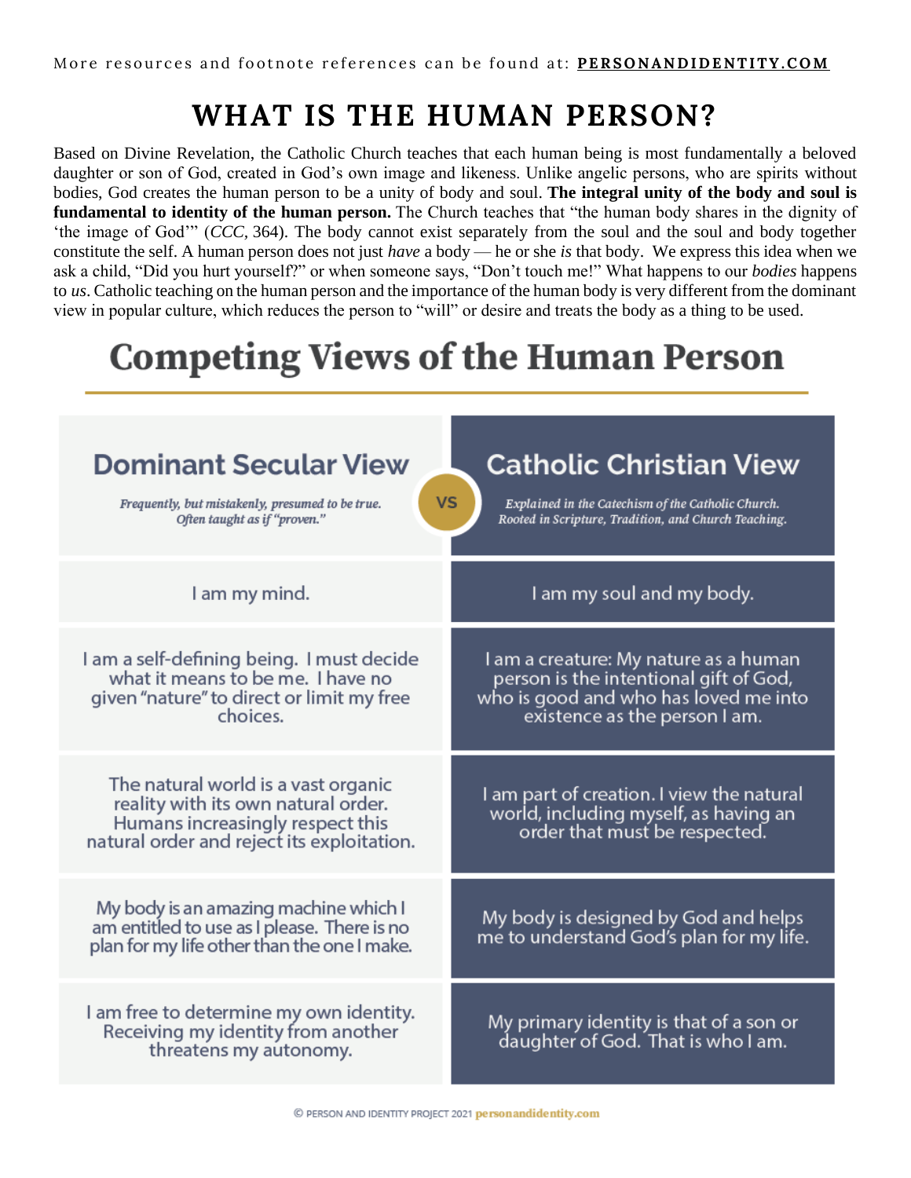More resources and footnote references can be found at: **PERSONANDIDENTITY.COM**

# WHAT IS THE HUMAN PERSON?

Based on Divine Revelation, the Catholic Church teaches that each human being is most fundamentally a beloved daughter or son of God, created in God's own image and likeness. Unlike angelic persons, who are spirits without bodies, God creates the human person to be a unity of body and soul. **The integral unity of the body and soul is fundamental to identity of the human person.** The Church teaches that "the human body shares in the dignity of 'the image of God'" (*CCC*, 364). The body cannot exist separately from the soul and the soul and body together constitute the self. A human person does not just *have* a body — he or she *is* that body. We express this idea when we ask a child, "Did you hurt yourself?" or when someone says, "Don't touch me!" What happens to our *bodies* happens to *us*. Catholic teaching on the human person and the importance of the human body is very different from the dominant view in popular culture, which reduces the person to "will" or desire and treats the body as a thing to be used.

## Competing Views of the Human Person

| Dominant Secular View<br>*Frequently, but mistakenly, presumed to be true. Often taught as if "proven."* | VS | Catholic Christian View<br>*Explained in the Catechism of the Catholic Church. Rooted in Scripture, Tradition, and Church Teaching.* |
|---|---|---|
| I am my mind. | | I am my soul and my body. |
| I am a self-defining being. I must decide what it means to be me. I have no given "nature" to direct or limit my free choices. | | I am a creature: My nature as a human person is the intentional gift of God, who is good and who has loved me into existence as the person I am. |
| The natural world is a vast organic reality with its own natural order. Humans increasingly respect this natural order and reject its exploitation. | | I am part of creation. I view the natural world, including myself, as having an order that must be respected. |
| My body is an amazing machine which I am entitled to use as I please. There is no plan for my life other than the one I make. | | My body is designed by God and helps me to understand God's plan for my life. |
| I am free to determine my own identity. Receiving my identity from another threatens my autonomy. | | My primary identity is that of a son or daughter of God. That is who I am. |

© PERSON AND IDENTITY PROJECT 2021 personandidentity.com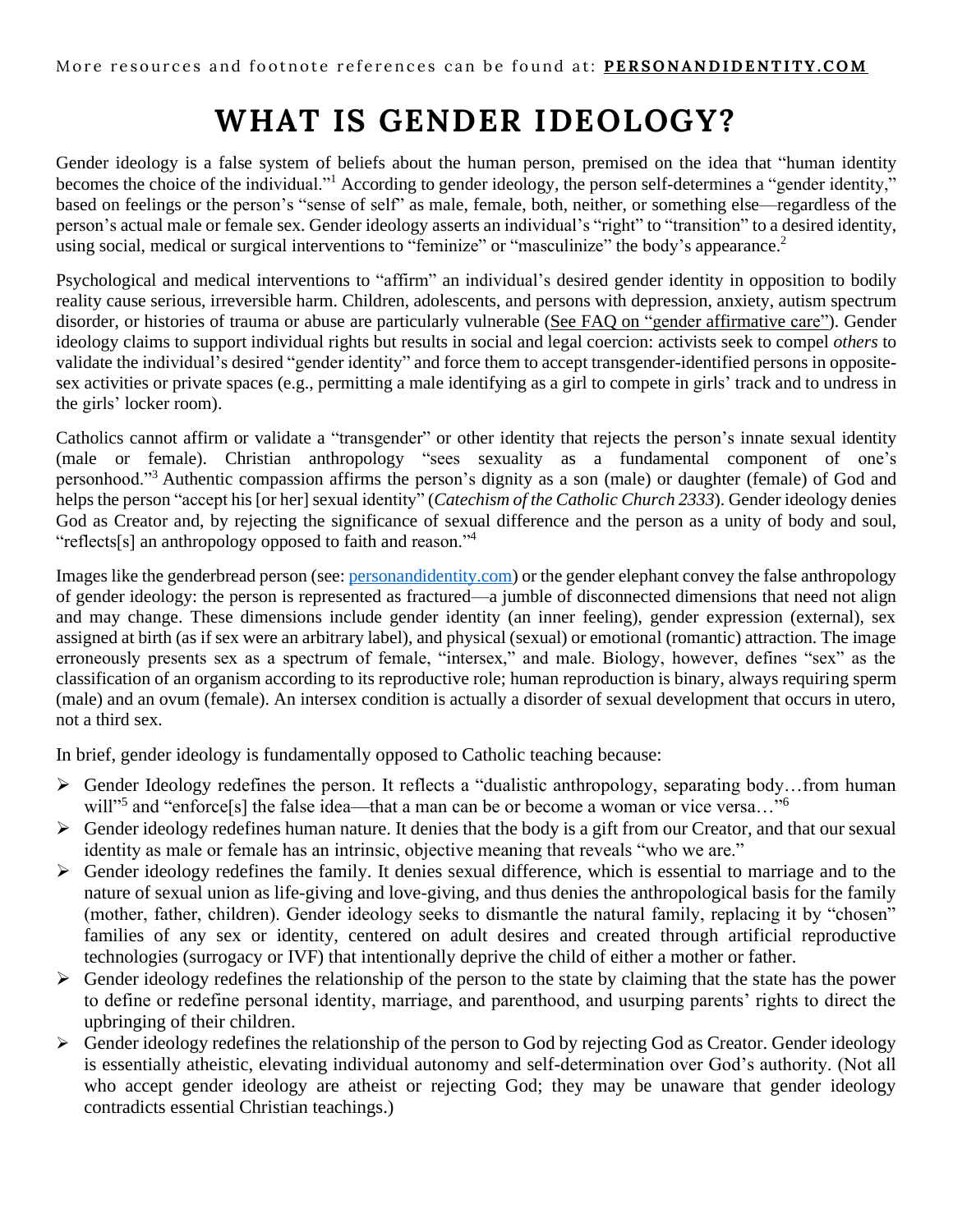More resources and footnote references can be found at: **PERSONANDIDENTITY.COM**

# WHAT IS GENDER IDEOLOGY?

Gender ideology is a false system of beliefs about the human person, premised on the idea that "human identity becomes the choice of the individual."[1] According to gender ideology, the person self-determines a "gender identity," based on feelings or the person's "sense of self" as male, female, both, neither, or something else—regardless of the person's actual male or female sex. Gender ideology asserts an individual's "right" to "transition" to a desired identity, using social, medical or surgical interventions to "feminize" or "masculinize" the body's appearance.[2]

Psychological and medical interventions to "affirm" an individual's desired gender identity in opposition to bodily reality cause serious, irreversible harm. Children, adolescents, and persons with depression, anxiety, autism spectrum disorder, or histories of trauma or abuse are particularly vulnerable (See FAQ on "gender affirmative care"). Gender ideology claims to support individual rights but results in social and legal coercion: activists seek to compel *others* to validate the individual's desired "gender identity" and force them to accept transgender-identified persons in opposite-sex activities or private spaces (e.g., permitting a male identifying as a girl to compete in girls' track and to undress in the girls' locker room).

Catholics cannot affirm or validate a "transgender" or other identity that rejects the person's innate sexual identity (male or female). Christian anthropology "sees sexuality as a fundamental component of one's personhood."[3] Authentic compassion affirms the person's dignity as a son (male) or daughter (female) of God and helps the person "accept his [or her] sexual identity" (*Catechism of the Catholic Church 2333*). Gender ideology denies God as Creator and, by rejecting the significance of sexual difference and the person as a unity of body and soul, "reflects[s] an anthropology opposed to faith and reason."[4]

Images like the genderbread person (see: personandidentity.com) or the gender elephant convey the false anthropology of gender ideology: the person is represented as fractured—a jumble of disconnected dimensions that need not align and may change. These dimensions include gender identity (an inner feeling), gender expression (external), sex assigned at birth (as if sex were an arbitrary label), and physical (sexual) or emotional (romantic) attraction. The image erroneously presents sex as a spectrum of female, "intersex," and male. Biology, however, defines "sex" as the classification of an organism according to its reproductive role; human reproduction is binary, always requiring sperm (male) and an ovum (female). An intersex condition is actually a disorder of sexual development that occurs in utero, not a third sex.

In brief, gender ideology is fundamentally opposed to Catholic teaching because:

- Gender Ideology redefines the person. It reflects a "dualistic anthropology, separating body…from human will"[5] and "enforce[s] the false idea—that a man can be or become a woman or vice versa…"[6]
- Gender ideology redefines human nature. It denies that the body is a gift from our Creator, and that our sexual identity as male or female has an intrinsic, objective meaning that reveals "who we are."
- Gender ideology redefines the family. It denies sexual difference, which is essential to marriage and to the nature of sexual union as life-giving and love-giving, and thus denies the anthropological basis for the family (mother, father, children). Gender ideology seeks to dismantle the natural family, replacing it by "chosen" families of any sex or identity, centered on adult desires and created through artificial reproductive technologies (surrogacy or IVF) that intentionally deprive the child of either a mother or father.
- Gender ideology redefines the relationship of the person to the state by claiming that the state has the power to define or redefine personal identity, marriage, and parenthood, and usurping parents' rights to direct the upbringing of their children.
- Gender ideology redefines the relationship of the person to God by rejecting God as Creator. Gender ideology is essentially atheistic, elevating individual autonomy and self-determination over God's authority. (Not all who accept gender ideology are atheist or rejecting God; they may be unaware that gender ideology contradicts essential Christian teachings.)